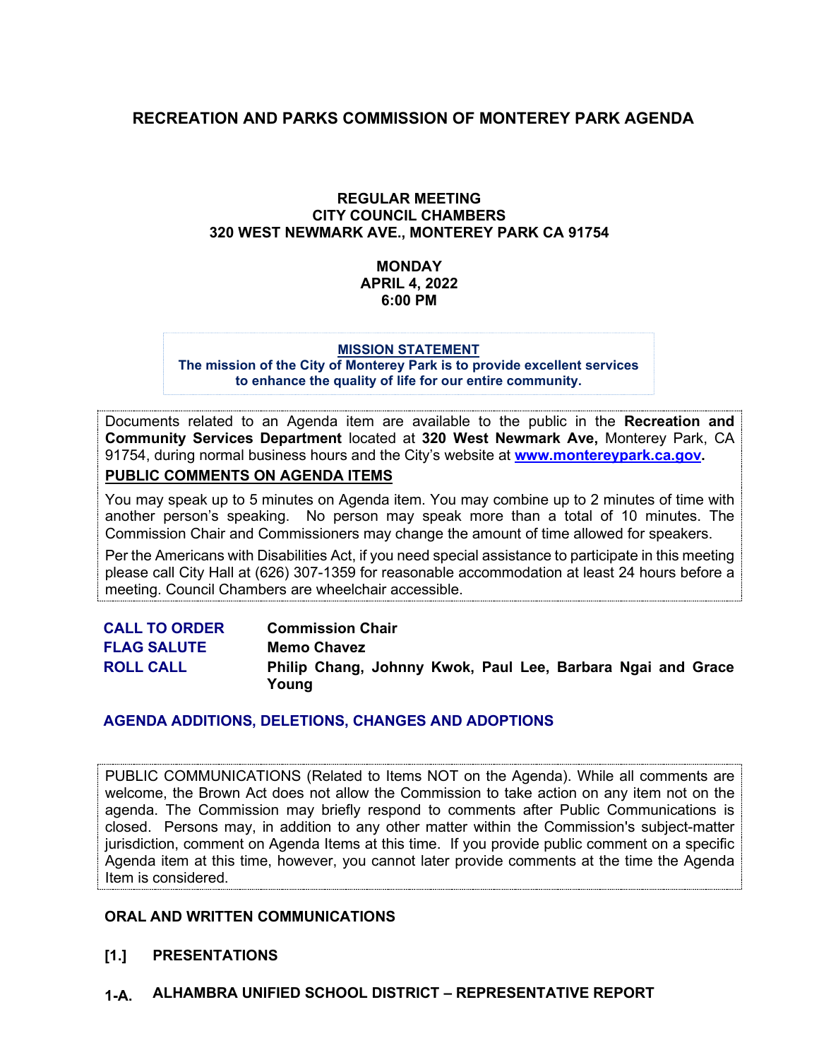# RECREATION AND PARKS COMMISSION OF MONTEREY PARK AGENDA

**REGULAR MEETING**
**CITY COUNCIL CHAMBERS**
**320 WEST NEWMARK AVE., MONTEREY PARK CA 91754**

**MONDAY**
**APRIL 4, 2022**
**6:00 PM**

**MISSION STATEMENT**
**The mission of the City of Monterey Park is to provide excellent services to enhance the quality of life for our entire community.**

Documents related to an Agenda item are available to the public in the **Recreation and Community Services Department** located at **320 West Newmark Ave,** Monterey Park, CA 91754, during normal business hours and the City's website at **www.montereypark.ca.gov.**

**PUBLIC COMMENTS ON AGENDA ITEMS**

You may speak up to 5 minutes on Agenda item. You may combine up to 2 minutes of time with another person's speaking. No person may speak more than a total of 10 minutes. The Commission Chair and Commissioners may change the amount of time allowed for speakers.

Per the Americans with Disabilities Act, if you need special assistance to participate in this meeting please call City Hall at (626) 307-1359 for reasonable accommodation at least 24 hours before a meeting. Council Chambers are wheelchair accessible.

**CALL TO ORDER** — **Commission Chair**
**FLAG SALUTE** — **Memo Chavez**
**ROLL CALL** — **Philip Chang, Johnny Kwok, Paul Lee, Barbara Ngai and Grace Young**

**AGENDA ADDITIONS, DELETIONS, CHANGES AND ADOPTIONS**

PUBLIC COMMUNICATIONS (Related to Items NOT on the Agenda). While all comments are welcome, the Brown Act does not allow the Commission to take action on any item not on the agenda. The Commission may briefly respond to comments after Public Communications is closed. Persons may, in addition to any other matter within the Commission's subject-matter jurisdiction, comment on Agenda Items at this time. If you provide public comment on a specific Agenda item at this time, however, you cannot later provide comments at the time the Agenda Item is considered.

**ORAL AND WRITTEN COMMUNICATIONS**

**[1.] PRESENTATIONS**

**1-A. ALHAMBRA UNIFIED SCHOOL DISTRICT – REPRESENTATIVE REPORT**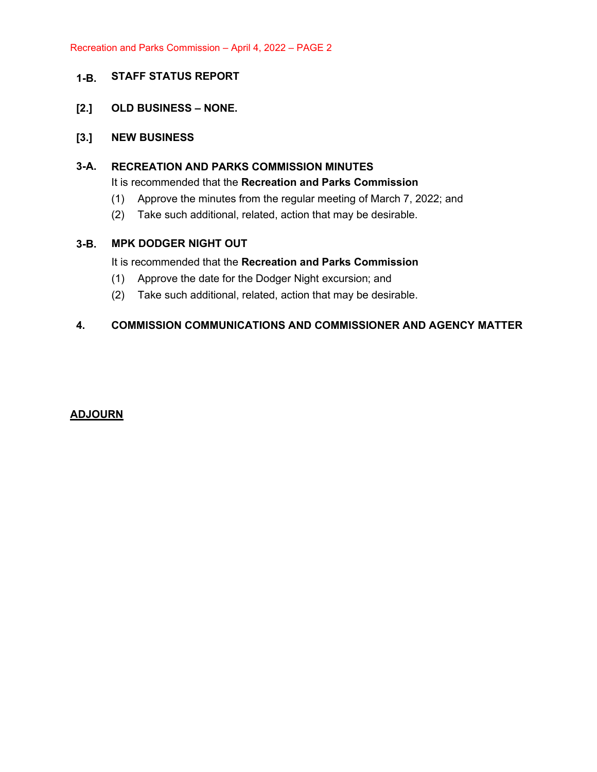**1-B. STAFF STATUS REPORT**

**[2.] OLD BUSINESS – NONE.**

**[3.] NEW BUSINESS**

**3-A. RECREATION AND PARKS COMMISSION MINUTES**

It is recommended that the **Recreation and Parks Commission**

(1) Approve the minutes from the regular meeting of March 7, 2022; and

(2) Take such additional, related, action that may be desirable.

**3-B. MPK DODGER NIGHT OUT**

It is recommended that the **Recreation and Parks Commission**

(1) Approve the date for the Dodger Night excursion; and

(2) Take such additional, related, action that may be desirable.

**4. COMMISSION COMMUNICATIONS AND COMMISSIONER AND AGENCY MATTER**

**ADJOURN**